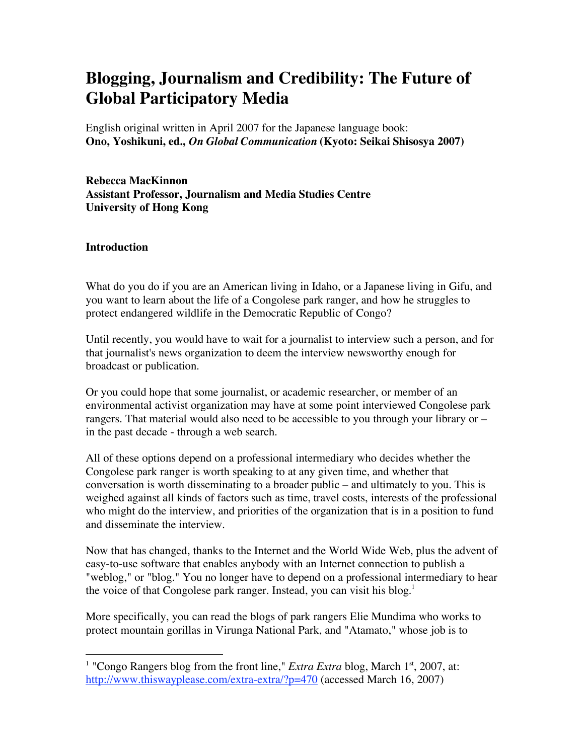# Blogging, Journalism and Credibility: The Future of Global Participatory Media

English original written in April 2007 for the Japanese language book:
**Ono, Yoshikuni, ed., *On Global Communication* (Kyoto: Seikai Shisosya 2007)**

**Rebecca MacKinnon**
**Assistant Professor, Journalism and Media Studies Centre**
**University of Hong Kong**

## Introduction

What do you do if you are an American living in Idaho, or a Japanese living in Gifu, and you want to learn about the life of a Congolese park ranger, and how he struggles to protect endangered wildlife in the Democratic Republic of Congo?

Until recently, you would have to wait for a journalist to interview such a person, and for that journalist's news organization to deem the interview newsworthy enough for broadcast or publication.

Or you could hope that some journalist, or academic researcher, or member of an environmental activist organization may have at some point interviewed Congolese park rangers. That material would also need to be accessible to you through your library or – in the past decade - through a web search.

All of these options depend on a professional intermediary who decides whether the Congolese park ranger is worth speaking to at any given time, and whether that conversation is worth disseminating to a broader public – and ultimately to you. This is weighed against all kinds of factors such as time, travel costs, interests of the professional who might do the interview, and priorities of the organization that is in a position to fund and disseminate the interview.

Now that has changed, thanks to the Internet and the World Wide Web, plus the advent of easy-to-use software that enables anybody with an Internet connection to publish a "weblog," or "blog." You no longer have to depend on a professional intermediary to hear the voice of that Congolese park ranger. Instead, you can visit his blog.[1]

More specifically, you can read the blogs of park rangers Elie Mundima who works to protect mountain gorillas in Virunga National Park, and "Atamato," whose job is to

[1] "Congo Rangers blog from the front line," *Extra Extra* blog, March 1st, 2007, at: http://www.thiswayplease.com/extra-extra/?p=470 (accessed March 16, 2007)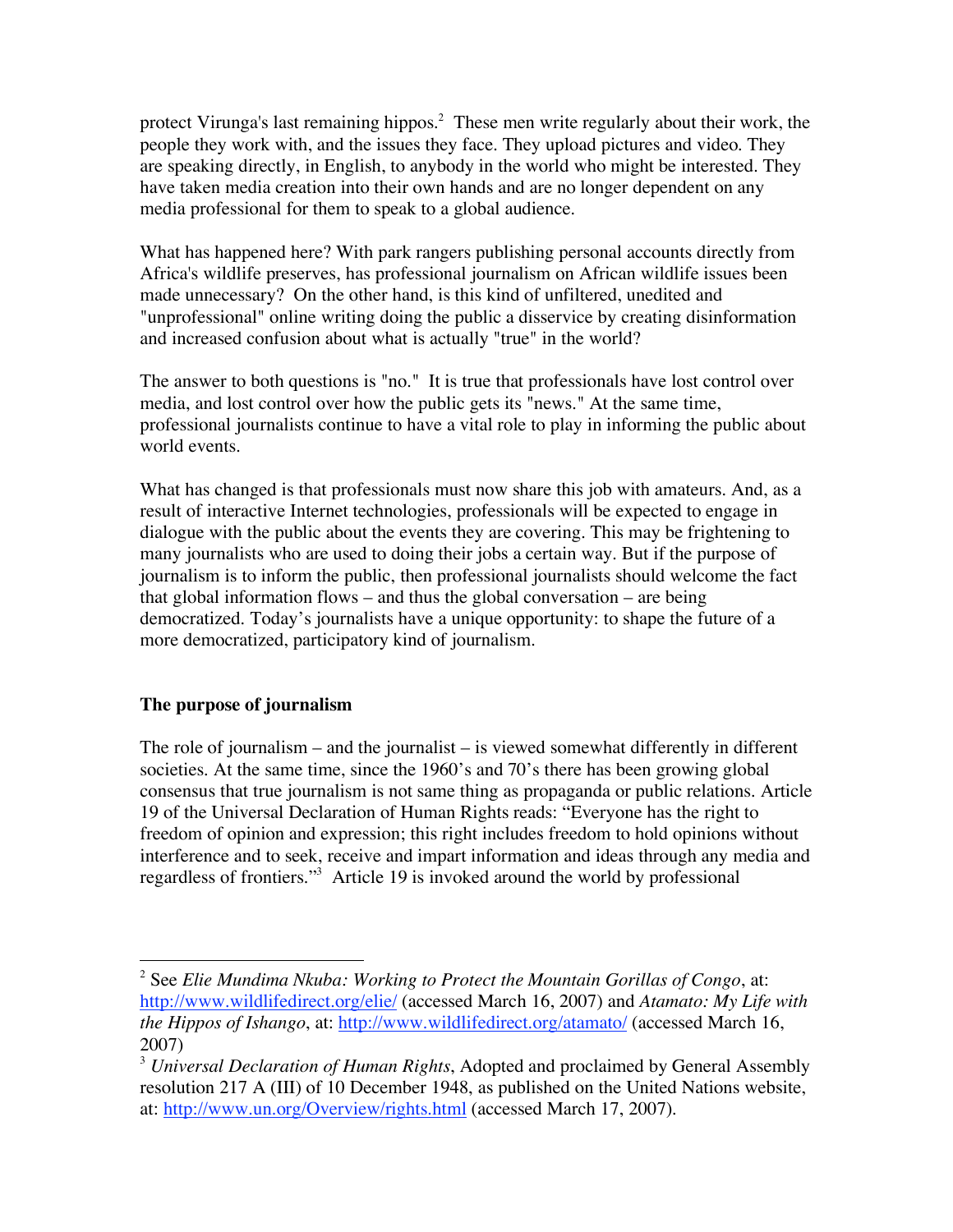protect Virunga's last remaining hippos.[2] These men write regularly about their work, the people they work with, and the issues they face. They upload pictures and video. They are speaking directly, in English, to anybody in the world who might be interested. They have taken media creation into their own hands and are no longer dependent on any media professional for them to speak to a global audience.

What has happened here? With park rangers publishing personal accounts directly from Africa's wildlife preserves, has professional journalism on African wildlife issues been made unnecessary? On the other hand, is this kind of unfiltered, unedited and "unprofessional" online writing doing the public a disservice by creating disinformation and increased confusion about what is actually "true" in the world?

The answer to both questions is "no." It is true that professionals have lost control over media, and lost control over how the public gets its "news." At the same time, professional journalists continue to have a vital role to play in informing the public about world events.

What has changed is that professionals must now share this job with amateurs. And, as a result of interactive Internet technologies, professionals will be expected to engage in dialogue with the public about the events they are covering. This may be frightening to many journalists who are used to doing their jobs a certain way. But if the purpose of journalism is to inform the public, then professional journalists should welcome the fact that global information flows – and thus the global conversation – are being democratized. Today's journalists have a unique opportunity: to shape the future of a more democratized, participatory kind of journalism.

## The purpose of journalism

The role of journalism – and the journalist – is viewed somewhat differently in different societies. At the same time, since the 1960's and 70's there has been growing global consensus that true journalism is not same thing as propaganda or public relations. Article 19 of the Universal Declaration of Human Rights reads: "Everyone has the right to freedom of opinion and expression; this right includes freedom to hold opinions without interference and to seek, receive and impart information and ideas through any media and regardless of frontiers."[3] Article 19 is invoked around the world by professional

---

[2] See *Elie Mundima Nkuba: Working to Protect the Mountain Gorillas of Congo*, at: http://www.wildlifedirect.org/elie/ (accessed March 16, 2007) and *Atamato: My Life with the Hippos of Ishango*, at: http://www.wildlifedirect.org/atamato/ (accessed March 16, 2007)

[3] *Universal Declaration of Human Rights*, Adopted and proclaimed by General Assembly resolution 217 A (III) of 10 December 1948, as published on the United Nations website, at: http://www.un.org/Overview/rights.html (accessed March 17, 2007).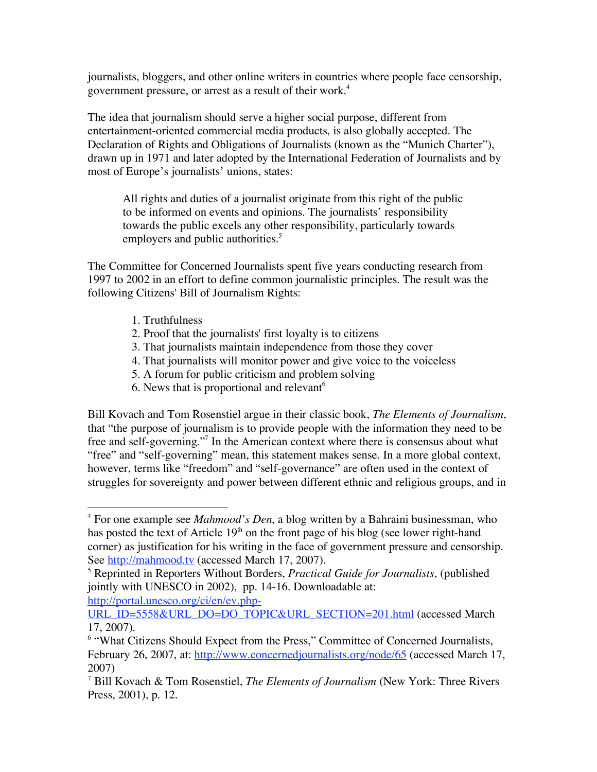journalists, bloggers, and other online writers in countries where people face censorship, government pressure, or arrest as a result of their work.[4]

The idea that journalism should serve a higher social purpose, different from entertainment-oriented commercial media products, is also globally accepted. The Declaration of Rights and Obligations of Journalists (known as the "Munich Charter"), drawn up in 1971 and later adopted by the International Federation of Journalists and by most of Europe's journalists' unions, states:

> All rights and duties of a journalist originate from this right of the public to be informed on events and opinions. The journalists' responsibility towards the public excels any other responsibility, particularly towards employers and public authorities.[5]

The Committee for Concerned Journalists spent five years conducting research from 1997 to 2002 in an effort to define common journalistic principles. The result was the following Citizens' Bill of Journalism Rights:

1. Truthfulness
2. Proof that the journalists' first loyalty is to citizens
3. That journalists maintain independence from those they cover
4. That journalists will monitor power and give voice to the voiceless
5. A forum for public criticism and problem solving
6. News that is proportional and relevant[6]

Bill Kovach and Tom Rosenstiel argue in their classic book, *The Elements of Journalism*, that "the purpose of journalism is to provide people with the information they need to be free and self-governing."[7] In the American context where there is consensus about what "free" and "self-governing" mean, this statement makes sense. In a more global context, however, terms like "freedom" and "self-governance" are often used in the context of struggles for sovereignty and power between different ethnic and religious groups, and in

---

[4] For one example see *Mahmood's Den*, a blog written by a Bahraini businessman, who has posted the text of Article 19th on the front page of his blog (see lower right-hand corner) as justification for his writing in the face of government pressure and censorship. See http://mahmood.tv (accessed March 17, 2007).

[5] Reprinted in Reporters Without Borders, *Practical Guide for Journalists*, (published jointly with UNESCO in 2002), pp. 14-16. Downloadable at: http://portal.unesco.org/ci/en/ev.php-URL_ID=5558&URL_DO=DO_TOPIC&URL_SECTION=201.html (accessed March 17, 2007).

[6] "What Citizens Should Expect from the Press," Committee of Concerned Journalists, February 26, 2007, at: http://www.concernedjournalists.org/node/65 (accessed March 17, 2007)

[7] Bill Kovach & Tom Rosenstiel, *The Elements of Journalism* (New York: Three Rivers Press, 2001), p. 12.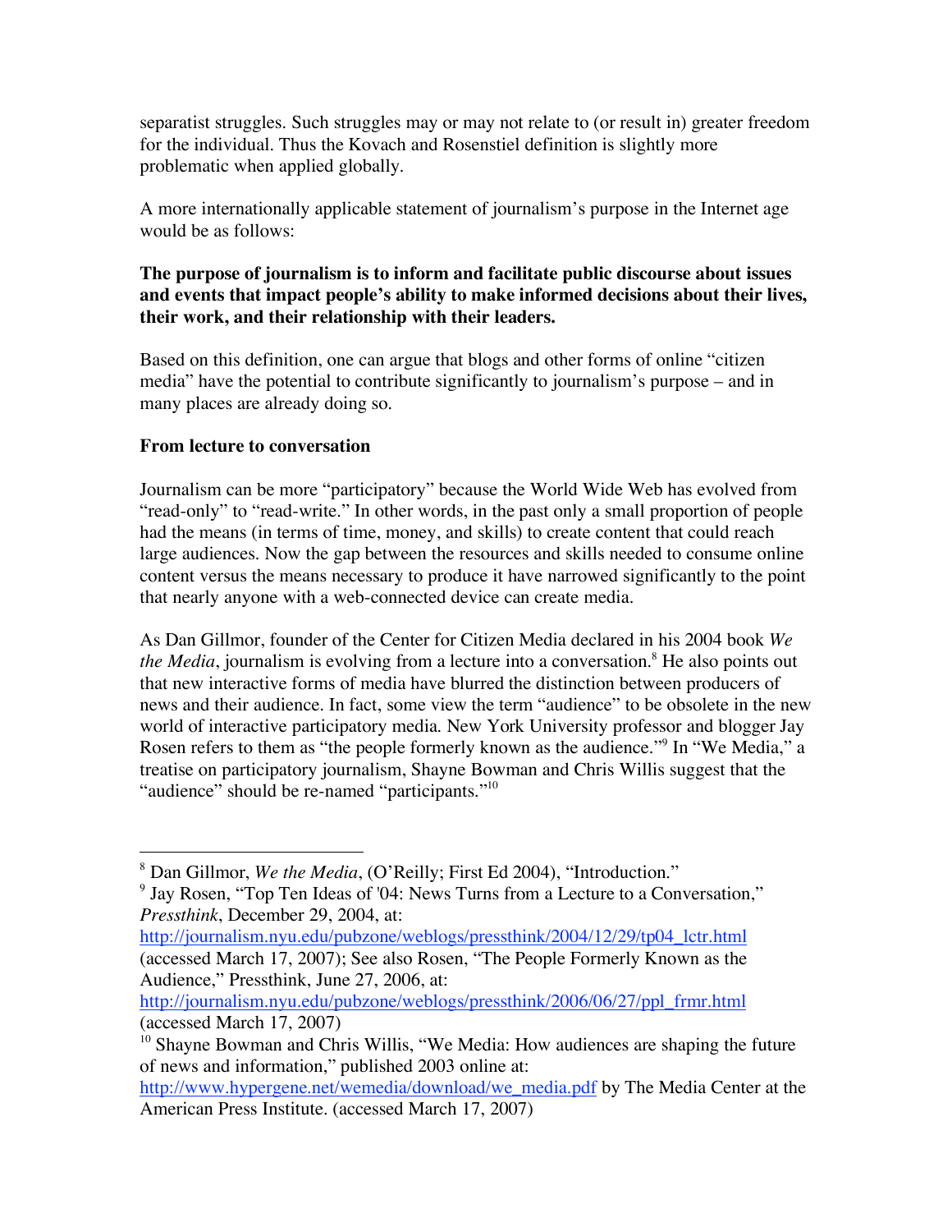separatist struggles. Such struggles may or may not relate to (or result in) greater freedom for the individual. Thus the Kovach and Rosenstiel definition is slightly more problematic when applied globally.

A more internationally applicable statement of journalism's purpose in the Internet age would be as follows:

**The purpose of journalism is to inform and facilitate public discourse about issues and events that impact people's ability to make informed decisions about their lives, their work, and their relationship with their leaders.**

Based on this definition, one can argue that blogs and other forms of online "citizen media" have the potential to contribute significantly to journalism's purpose – and in many places are already doing so.

### From lecture to conversation

Journalism can be more "participatory" because the World Wide Web has evolved from "read-only" to "read-write." In other words, in the past only a small proportion of people had the means (in terms of time, money, and skills) to create content that could reach large audiences. Now the gap between the resources and skills needed to consume online content versus the means necessary to produce it have narrowed significantly to the point that nearly anyone with a web-connected device can create media.

As Dan Gillmor, founder of the Center for Citizen Media declared in his 2004 book *We the Media*, journalism is evolving from a lecture into a conversation.[8] He also points out that new interactive forms of media have blurred the distinction between producers of news and their audience. In fact, some view the term "audience" to be obsolete in the new world of interactive participatory media. New York University professor and blogger Jay Rosen refers to them as "the people formerly known as the audience."[9] In "We Media," a treatise on participatory journalism, Shayne Bowman and Chris Willis suggest that the "audience" should be re-named "participants."[10]

---

[8] Dan Gillmor, *We the Media*, (O'Reilly; First Ed 2004), "Introduction."

[9] Jay Rosen, "Top Ten Ideas of '04: News Turns from a Lecture to a Conversation," *Pressthink*, December 29, 2004, at: http://journalism.nyu.edu/pubzone/weblogs/pressthink/2004/12/29/tp04_lctr.html (accessed March 17, 2007); See also Rosen, "The People Formerly Known as the Audience," Pressthink, June 27, 2006, at: http://journalism.nyu.edu/pubzone/weblogs/pressthink/2006/06/27/ppl_frmr.html (accessed March 17, 2007)

[10] Shayne Bowman and Chris Willis, "We Media: How audiences are shaping the future of news and information," published 2003 online at: http://www.hypergene.net/wemedia/download/we_media.pdf by The Media Center at the American Press Institute. (accessed March 17, 2007)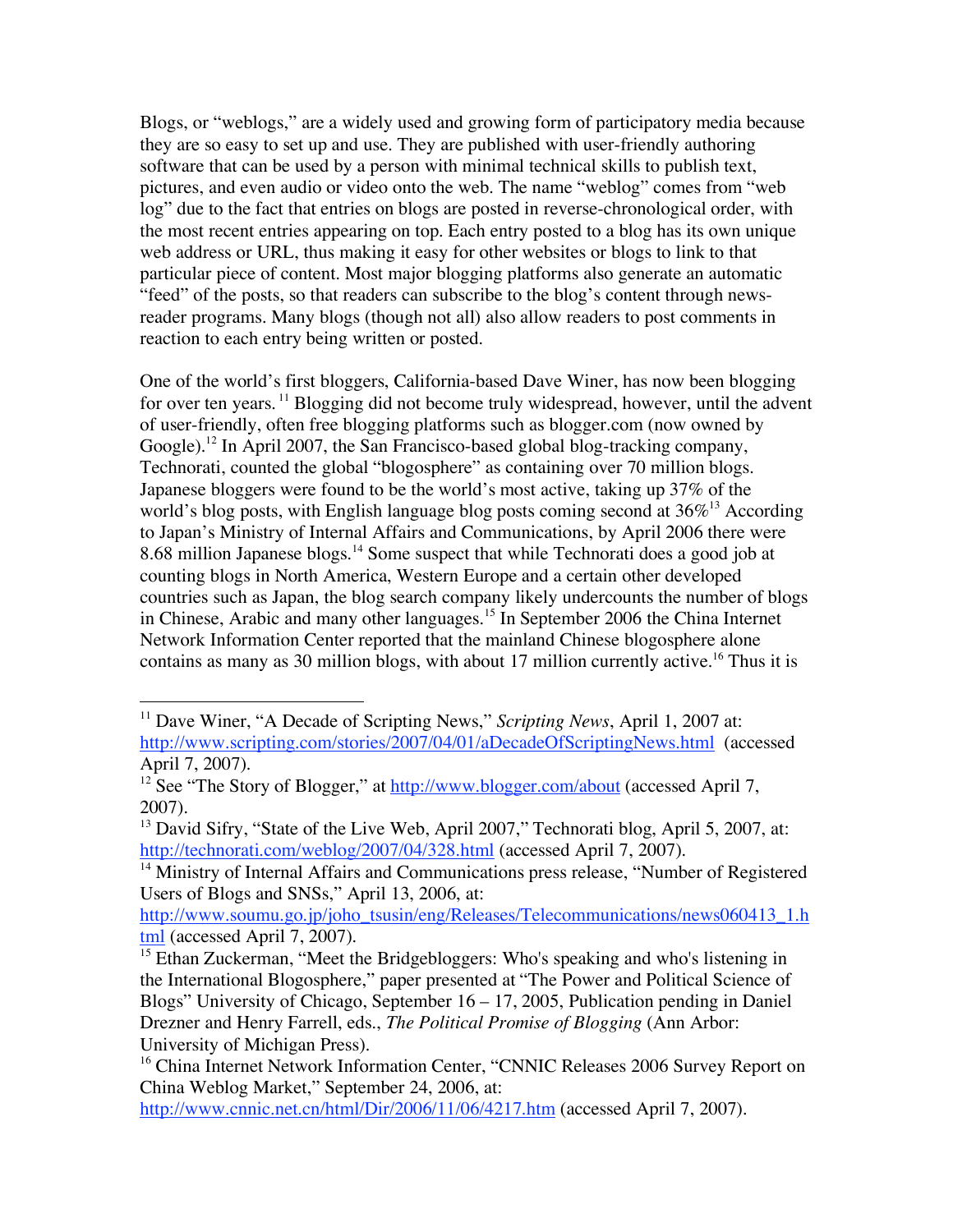Blogs, or "weblogs," are a widely used and growing form of participatory media because they are so easy to set up and use. They are published with user-friendly authoring software that can be used by a person with minimal technical skills to publish text, pictures, and even audio or video onto the web. The name "weblog" comes from "web log" due to the fact that entries on blogs are posted in reverse-chronological order, with the most recent entries appearing on top. Each entry posted to a blog has its own unique web address or URL, thus making it easy for other websites or blogs to link to that particular piece of content. Most major blogging platforms also generate an automatic "feed" of the posts, so that readers can subscribe to the blog's content through news-reader programs. Many blogs (though not all) also allow readers to post comments in reaction to each entry being written or posted.

One of the world's first bloggers, California-based Dave Winer, has now been blogging for over ten years.[11] Blogging did not become truly widespread, however, until the advent of user-friendly, often free blogging platforms such as blogger.com (now owned by Google).[12] In April 2007, the San Francisco-based global blog-tracking company, Technorati, counted the global "blogosphere" as containing over 70 million blogs. Japanese bloggers were found to be the world's most active, taking up 37% of the world's blog posts, with English language blog posts coming second at 36%[13] According to Japan's Ministry of Internal Affairs and Communications, by April 2006 there were 8.68 million Japanese blogs.[14] Some suspect that while Technorati does a good job at counting blogs in North America, Western Europe and a certain other developed countries such as Japan, the blog search company likely undercounts the number of blogs in Chinese, Arabic and many other languages.[15] In September 2006 the China Internet Network Information Center reported that the mainland Chinese blogosphere alone contains as many as 30 million blogs, with about 17 million currently active.[16] Thus it is

---

[11] Dave Winer, "A Decade of Scripting News," *Scripting News*, April 1, 2007 at: http://www.scripting.com/stories/2007/04/01/aDecadeOfScriptingNews.html (accessed April 7, 2007).

[12] See "The Story of Blogger," at http://www.blogger.com/about (accessed April 7, 2007).

[13] David Sifry, "State of the Live Web, April 2007," Technorati blog, April 5, 2007, at: http://technorati.com/weblog/2007/04/328.html (accessed April 7, 2007).

[14] Ministry of Internal Affairs and Communications press release, "Number of Registered Users of Blogs and SNSs," April 13, 2006, at: http://www.soumu.go.jp/joho_tsusin/eng/Releases/Telecommunications/news060413_1.html (accessed April 7, 2007).

[15] Ethan Zuckerman, "Meet the Bridgebloggers: Who's speaking and who's listening in the International Blogosphere," paper presented at "The Power and Political Science of Blogs" University of Chicago, September 16 – 17, 2005, Publication pending in Daniel Drezner and Henry Farrell, eds., *The Political Promise of Blogging* (Ann Arbor: University of Michigan Press).

[16] China Internet Network Information Center, "CNNIC Releases 2006 Survey Report on China Weblog Market," September 24, 2006, at: http://www.cnnic.net.cn/html/Dir/2006/11/06/4217.htm (accessed April 7, 2007).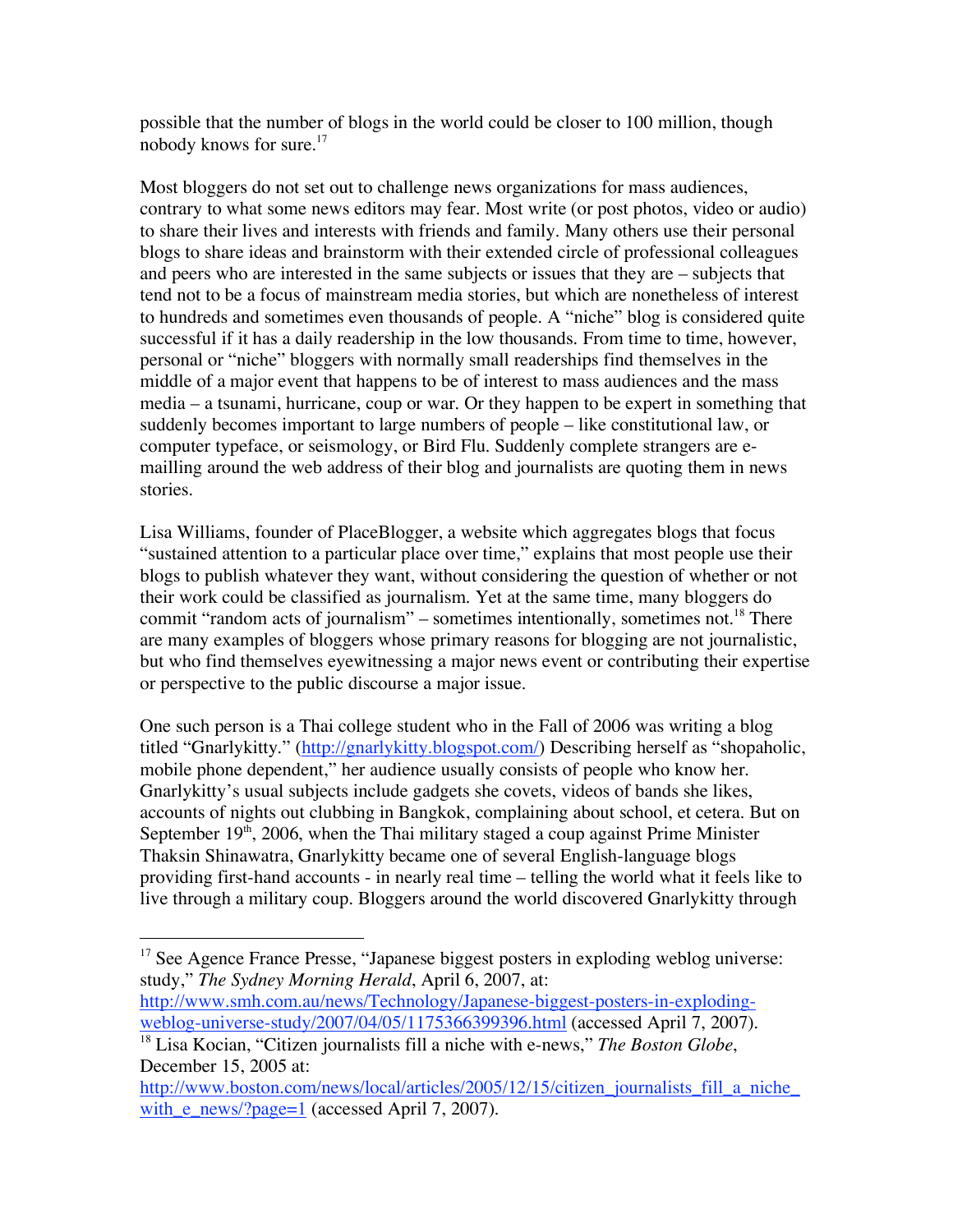possible that the number of blogs in the world could be closer to 100 million, though nobody knows for sure.[17]

Most bloggers do not set out to challenge news organizations for mass audiences, contrary to what some news editors may fear. Most write (or post photos, video or audio) to share their lives and interests with friends and family. Many others use their personal blogs to share ideas and brainstorm with their extended circle of professional colleagues and peers who are interested in the same subjects or issues that they are – subjects that tend not to be a focus of mainstream media stories, but which are nonetheless of interest to hundreds and sometimes even thousands of people. A "niche" blog is considered quite successful if it has a daily readership in the low thousands. From time to time, however, personal or "niche" bloggers with normally small readerships find themselves in the middle of a major event that happens to be of interest to mass audiences and the mass media – a tsunami, hurricane, coup or war. Or they happen to be expert in something that suddenly becomes important to large numbers of people – like constitutional law, or computer typeface, or seismology, or Bird Flu. Suddenly complete strangers are e-mailling around the web address of their blog and journalists are quoting them in news stories.

Lisa Williams, founder of PlaceBlogger, a website which aggregates blogs that focus "sustained attention to a particular place over time," explains that most people use their blogs to publish whatever they want, without considering the question of whether or not their work could be classified as journalism. Yet at the same time, many bloggers do commit "random acts of journalism" – sometimes intentionally, sometimes not.[18] There are many examples of bloggers whose primary reasons for blogging are not journalistic, but who find themselves eyewitnessing a major news event or contributing their expertise or perspective to the public discourse a major issue.

One such person is a Thai college student who in the Fall of 2006 was writing a blog titled "Gnarlykitty." (http://gnarlykitty.blogspot.com/) Describing herself as "shopaholic, mobile phone dependent," her audience usually consists of people who know her. Gnarlykitty's usual subjects include gadgets she covets, videos of bands she likes, accounts of nights out clubbing in Bangkok, complaining about school, et cetera. But on September 19th, 2006, when the Thai military staged a coup against Prime Minister Thaksin Shinawatra, Gnarlykitty became one of several English-language blogs providing first-hand accounts - in nearly real time – telling the world what it feels like to live through a military coup. Bloggers around the world discovered Gnarlykitty through

---

[17] See Agence France Presse, "Japanese biggest posters in exploding weblog universe: study," *The Sydney Morning Herald*, April 6, 2007, at: http://www.smh.com.au/news/Technology/Japanese-biggest-posters-in-exploding-weblog-universe-study/2007/04/05/1175366399396.html (accessed April 7, 2007).

[18] Lisa Kocian, "Citizen journalists fill a niche with e-news," *The Boston Globe*, December 15, 2005 at: http://www.boston.com/news/local/articles/2005/12/15/citizen_journalists_fill_a_niche_with_e_news/?page=1 (accessed April 7, 2007).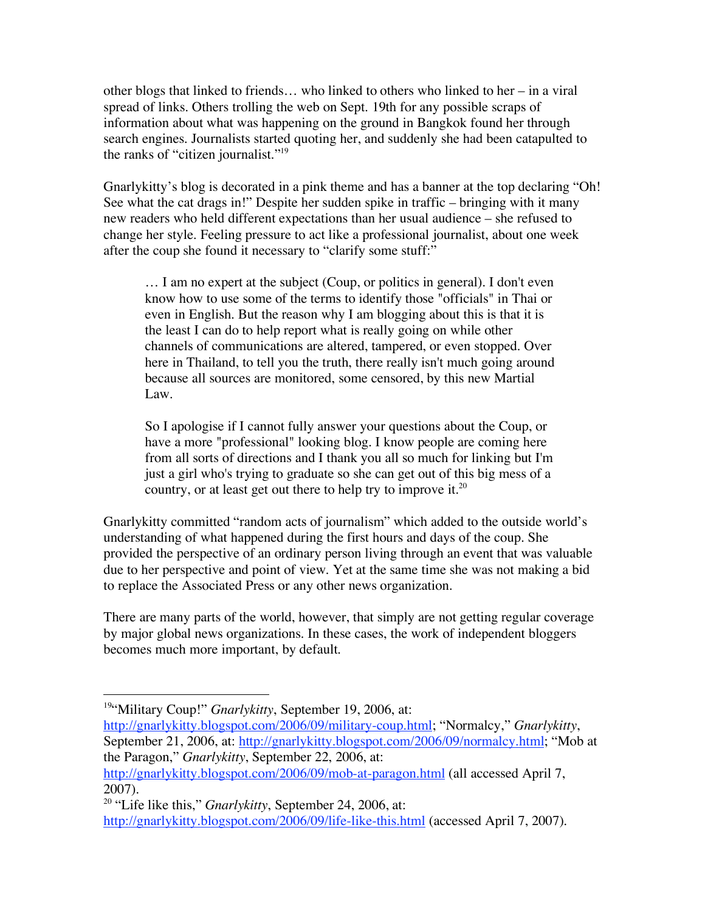other blogs that linked to friends… who linked to others who linked to her – in a viral spread of links. Others trolling the web on Sept. 19th for any possible scraps of information about what was happening on the ground in Bangkok found her through search engines. Journalists started quoting her, and suddenly she had been catapulted to the ranks of "citizen journalist."[19]

Gnarlykitty's blog is decorated in a pink theme and has a banner at the top declaring "Oh! See what the cat drags in!" Despite her sudden spike in traffic – bringing with it many new readers who held different expectations than her usual audience – she refused to change her style. Feeling pressure to act like a professional journalist, about one week after the coup she found it necessary to "clarify some stuff:"

> … I am no expert at the subject (Coup, or politics in general). I don't even know how to use some of the terms to identify those "officials" in Thai or even in English. But the reason why I am blogging about this is that it is the least I can do to help report what is really going on while other channels of communications are altered, tampered, or even stopped. Over here in Thailand, to tell you the truth, there really isn't much going around because all sources are monitored, some censored, by this new Martial Law.
>
> So I apologise if I cannot fully answer your questions about the Coup, or have a more "professional" looking blog. I know people are coming here from all sorts of directions and I thank you all so much for linking but I'm just a girl who's trying to graduate so she can get out of this big mess of a country, or at least get out there to help try to improve it.[20]

Gnarlykitty committed "random acts of journalism" which added to the outside world's understanding of what happened during the first hours and days of the coup. She provided the perspective of an ordinary person living through an event that was valuable due to her perspective and point of view. Yet at the same time she was not making a bid to replace the Associated Press or any other news organization.

There are many parts of the world, however, that simply are not getting regular coverage by major global news organizations. In these cases, the work of independent bloggers becomes much more important, by default.

---

[19] "Military Coup!" *Gnarlykitty*, September 19, 2006, at: http://gnarlykitty.blogspot.com/2006/09/military-coup.html; "Normalcy," *Gnarlykitty*, September 21, 2006, at: http://gnarlykitty.blogspot.com/2006/09/normalcy.html; "Mob at the Paragon," *Gnarlykitty*, September 22, 2006, at: http://gnarlykitty.blogspot.com/2006/09/mob-at-paragon.html (all accessed April 7, 2007).

[20] "Life like this," *Gnarlykitty*, September 24, 2006, at: http://gnarlykitty.blogspot.com/2006/09/life-like-this.html (accessed April 7, 2007).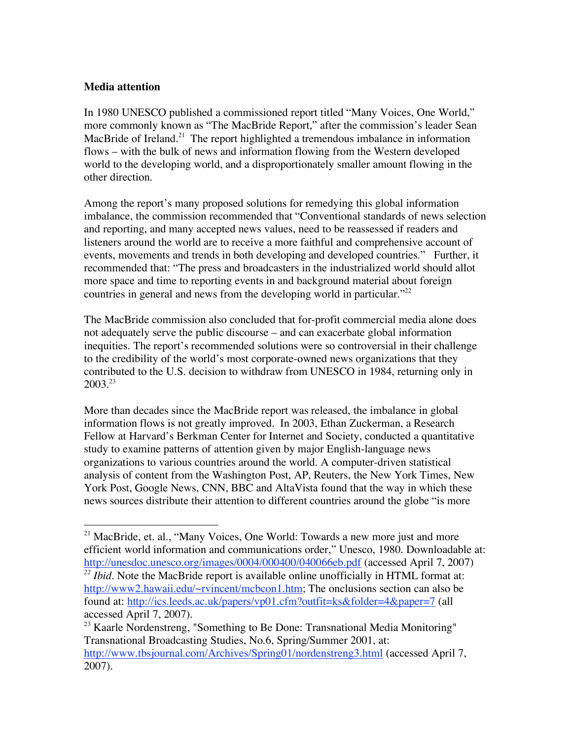**Media attention**

In 1980 UNESCO published a commissioned report titled "Many Voices, One World," more commonly known as "The MacBride Report," after the commission's leader Sean MacBride of Ireland.[21] The report highlighted a tremendous imbalance in information flows – with the bulk of news and information flowing from the Western developed world to the developing world, and a disproportionately smaller amount flowing in the other direction.

Among the report's many proposed solutions for remedying this global information imbalance, the commission recommended that "Conventional standards of news selection and reporting, and many accepted news values, need to be reassessed if readers and listeners around the world are to receive a more faithful and comprehensive account of events, movements and trends in both developing and developed countries." Further, it recommended that: "The press and broadcasters in the industrialized world should allot more space and time to reporting events in and background material about foreign countries in general and news from the developing world in particular."[22]

The MacBride commission also concluded that for-profit commercial media alone does not adequately serve the public discourse – and can exacerbate global information inequities. The report's recommended solutions were so controversial in their challenge to the credibility of the world's most corporate-owned news organizations that they contributed to the U.S. decision to withdraw from UNESCO in 1984, returning only in 2003.[23]

More than decades since the MacBride report was released, the imbalance in global information flows is not greatly improved. In 2003, Ethan Zuckerman, a Research Fellow at Harvard's Berkman Center for Internet and Society, conducted a quantitative study to examine patterns of attention given by major English-language news organizations to various countries around the world. A computer-driven statistical analysis of content from the Washington Post, AP, Reuters, the New York Times, New York Post, Google News, CNN, BBC and AltaVista found that the way in which these news sources distribute their attention to different countries around the globe "is more

---

[21] MacBride, et. al., "Many Voices, One World: Towards a new more just and more efficient world information and communications order," Unesco, 1980. Downloadable at: http://unesdoc.unesco.org/images/0004/000400/040066eb.pdf (accessed April 7, 2007)

[22] *Ibid*. Note the MacBride report is available online unofficially in HTML format at: http://www2.hawaii.edu/~rvincent/mcbcon1.htm; The onclusions section can also be found at: http://ics.leeds.ac.uk/papers/vp01.cfm?outfit=ks&folder=4&paper=7 (all accessed April 7, 2007).

[23] Kaarle Nordenstreng, "Something to Be Done: Transnational Media Monitoring" Transnational Broadcasting Studies, No.6, Spring/Summer 2001, at: http://www.tbsjournal.com/Archives/Spring01/nordenstreng3.html (accessed April 7, 2007).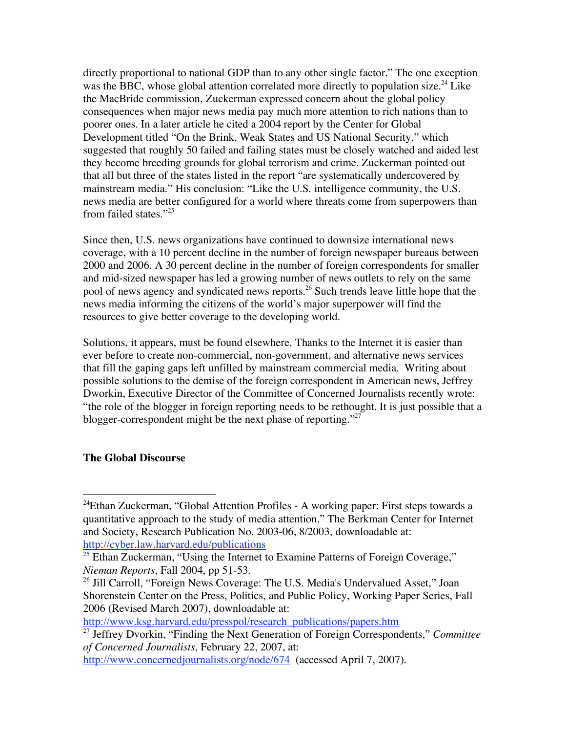directly proportional to national GDP than to any other single factor." The one exception was the BBC, whose global attention correlated more directly to population size.[24] Like the MacBride commission, Zuckerman expressed concern about the global policy consequences when major news media pay much more attention to rich nations than to poorer ones. In a later article he cited a 2004 report by the Center for Global Development titled "On the Brink, Weak States and US National Security," which suggested that roughly 50 failed and failing states must be closely watched and aided lest they become breeding grounds for global terrorism and crime. Zuckerman pointed out that all but three of the states listed in the report "are systematically undercovered by mainstream media." His conclusion: "Like the U.S. intelligence community, the U.S. news media are better configured for a world where threats come from superpowers than from failed states."[25]

Since then, U.S. news organizations have continued to downsize international news coverage, with a 10 percent decline in the number of foreign newspaper bureaus between 2000 and 2006. A 30 percent decline in the number of foreign correspondents for smaller and mid-sized newspaper has led a growing number of news outlets to rely on the same pool of news agency and syndicated news reports.[26] Such trends leave little hope that the news media informing the citizens of the world's major superpower will find the resources to give better coverage to the developing world.

Solutions, it appears, must be found elsewhere. Thanks to the Internet it is easier than ever before to create non-commercial, non-government, and alternative news services that fill the gaping gaps left unfilled by mainstream commercial media. Writing about possible solutions to the demise of the foreign correspondent in American news, Jeffrey Dworkin, Executive Director of the Committee of Concerned Journalists recently wrote: "the role of the blogger in foreign reporting needs to be rethought. It is just possible that a blogger-correspondent might be the next phase of reporting."[27]

## The Global Discourse

---

[24] Ethan Zuckerman, "Global Attention Profiles - A working paper: First steps towards a quantitative approach to the study of media attention," The Berkman Center for Internet and Society, Research Publication No. 2003-06, 8/2003, downloadable at: http://cyber.law.harvard.edu/publications

[25] Ethan Zuckerman, "Using the Internet to Examine Patterns of Foreign Coverage," *Nieman Reports*, Fall 2004, pp 51-53.

[26] Jill Carroll, "Foreign News Coverage: The U.S. Media's Undervalued Asset," Joan Shorenstein Center on the Press, Politics, and Public Policy, Working Paper Series, Fall 2006 (Revised March 2007), downloadable at: http://www.ksg.harvard.edu/presspol/research_publications/papers.htm

[27] Jeffrey Dvorkin, "Finding the Next Generation of Foreign Correspondents," *Committee of Concerned Journalists*, February 22, 2007, at: http://www.concernedjournalists.org/node/674 (accessed April 7, 2007).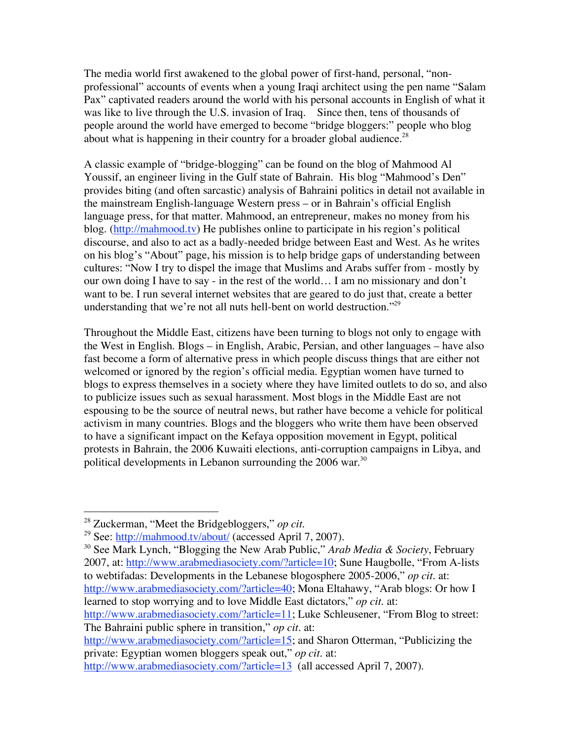The media world first awakened to the global power of first-hand, personal, "non-professional" accounts of events when a young Iraqi architect using the pen name "Salam Pax" captivated readers around the world with his personal accounts in English of what it was like to live through the U.S. invasion of Iraq. Since then, tens of thousands of people around the world have emerged to become "bridge bloggers:" people who blog about what is happening in their country for a broader global audience.[28]

A classic example of "bridge-blogging" can be found on the blog of Mahmood Al Youssif, an engineer living in the Gulf state of Bahrain. His blog "Mahmood's Den" provides biting (and often sarcastic) analysis of Bahraini politics in detail not available in the mainstream English-language Western press – or in Bahrain's official English language press, for that matter. Mahmood, an entrepreneur, makes no money from his blog. (http://mahmood.tv) He publishes online to participate in his region's political discourse, and also to act as a badly-needed bridge between East and West. As he writes on his blog's "About" page, his mission is to help bridge gaps of understanding between cultures: "Now I try to dispel the image that Muslims and Arabs suffer from - mostly by our own doing I have to say - in the rest of the world… I am no missionary and don't want to be. I run several internet websites that are geared to do just that, create a better understanding that we're not all nuts hell-bent on world destruction."[29]

Throughout the Middle East, citizens have been turning to blogs not only to engage with the West in English. Blogs – in English, Arabic, Persian, and other languages – have also fast become a form of alternative press in which people discuss things that are either not welcomed or ignored by the region's official media. Egyptian women have turned to blogs to express themselves in a society where they have limited outlets to do so, and also to publicize issues such as sexual harassment. Most blogs in the Middle East are not espousing to be the source of neutral news, but rather have become a vehicle for political activism in many countries. Blogs and the bloggers who write them have been observed to have a significant impact on the Kefaya opposition movement in Egypt, political protests in Bahrain, the 2006 Kuwaiti elections, anti-corruption campaigns in Libya, and political developments in Lebanon surrounding the 2006 war.[30]

---

[28] Zuckerman, "Meet the Bridgebloggers," *op cit.*

[29] See: http://mahmood.tv/about/ (accessed April 7, 2007).

[30] See Mark Lynch, "Blogging the New Arab Public," *Arab Media & Society*, February 2007, at: http://www.arabmediasociety.com/?article=10; Sune Haugbolle, "From A-lists to webtifadas: Developments in the Lebanese blogosphere 2005-2006," *op cit.* at: http://www.arabmediasociety.com/?article=40; Mona Eltahawy, "Arab blogs: Or how I learned to stop worrying and to love Middle East dictators," *op cit.* at: http://www.arabmediasociety.com/?article=11; Luke Schleusener, "From Blog to street: The Bahraini public sphere in transition," *op cit.* at: http://www.arabmediasociety.com/?article=15; and Sharon Otterman, "Publicizing the private: Egyptian women bloggers speak out," *op cit.* at: http://www.arabmediasociety.com/?article=13 (all accessed April 7, 2007).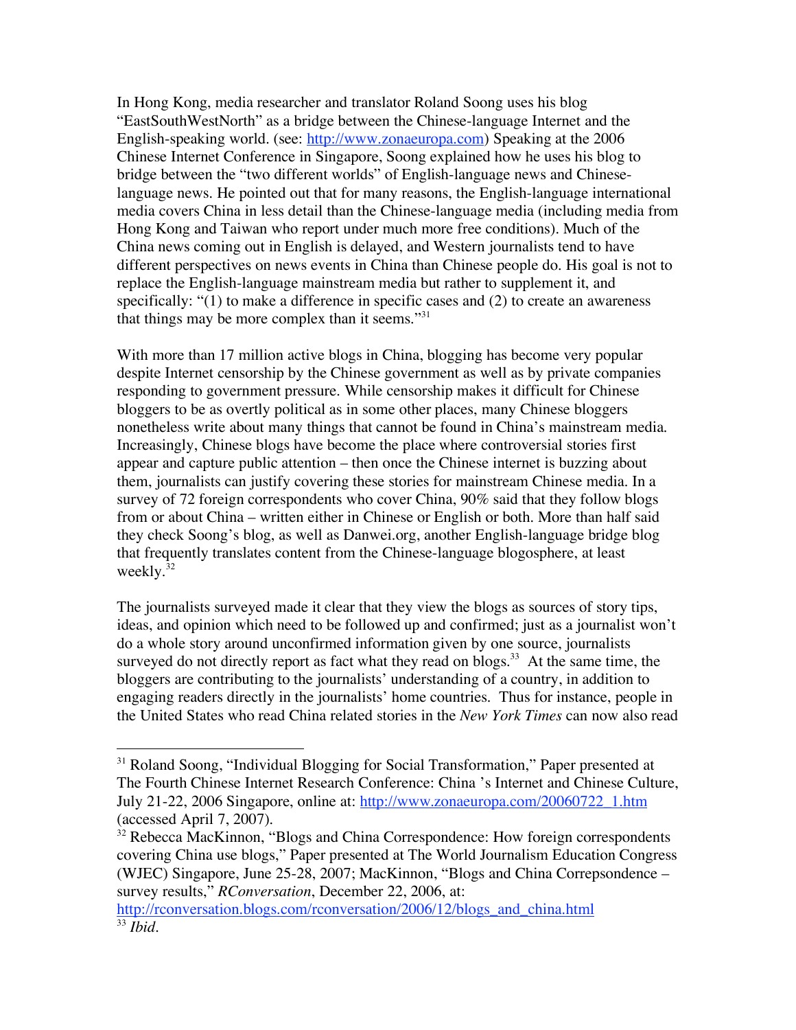In Hong Kong, media researcher and translator Roland Soong uses his blog "EastSouthWestNorth" as a bridge between the Chinese-language Internet and the English-speaking world. (see: http://www.zonaeuropa.com) Speaking at the 2006 Chinese Internet Conference in Singapore, Soong explained how he uses his blog to bridge between the "two different worlds" of English-language news and Chinese-language news. He pointed out that for many reasons, the English-language international media covers China in less detail than the Chinese-language media (including media from Hong Kong and Taiwan who report under much more free conditions). Much of the China news coming out in English is delayed, and Western journalists tend to have different perspectives on news events in China than Chinese people do. His goal is not to replace the English-language mainstream media but rather to supplement it, and specifically: "(1) to make a difference in specific cases and (2) to create an awareness that things may be more complex than it seems."[31]

With more than 17 million active blogs in China, blogging has become very popular despite Internet censorship by the Chinese government as well as by private companies responding to government pressure. While censorship makes it difficult for Chinese bloggers to be as overtly political as in some other places, many Chinese bloggers nonetheless write about many things that cannot be found in China's mainstream media. Increasingly, Chinese blogs have become the place where controversial stories first appear and capture public attention – then once the Chinese internet is buzzing about them, journalists can justify covering these stories for mainstream Chinese media. In a survey of 72 foreign correspondents who cover China, 90% said that they follow blogs from or about China – written either in Chinese or English or both. More than half said they check Soong's blog, as well as Danwei.org, another English-language bridge blog that frequently translates content from the Chinese-language blogosphere, at least weekly.[32]

The journalists surveyed made it clear that they view the blogs as sources of story tips, ideas, and opinion which need to be followed up and confirmed; just as a journalist won't do a whole story around unconfirmed information given by one source, journalists surveyed do not directly report as fact what they read on blogs.[33] At the same time, the bloggers are contributing to the journalists' understanding of a country, in addition to engaging readers directly in the journalists' home countries. Thus for instance, people in the United States who read China related stories in the *New York Times* can now also read

---

[31] Roland Soong, "Individual Blogging for Social Transformation," Paper presented at The Fourth Chinese Internet Research Conference: China 's Internet and Chinese Culture, July 21-22, 2006 Singapore, online at: http://www.zonaeuropa.com/20060722_1.htm (accessed April 7, 2007).

[32] Rebecca MacKinnon, "Blogs and China Correspondence: How foreign correspondents covering China use blogs," Paper presented at The World Journalism Education Congress (WJEC) Singapore, June 25-28, 2007; MacKinnon, "Blogs and China Correpsondence – survey results," *RConversation*, December 22, 2006, at: http://rconversation.blogs.com/rconversation/2006/12/blogs_and_china.html

[33] *Ibid*.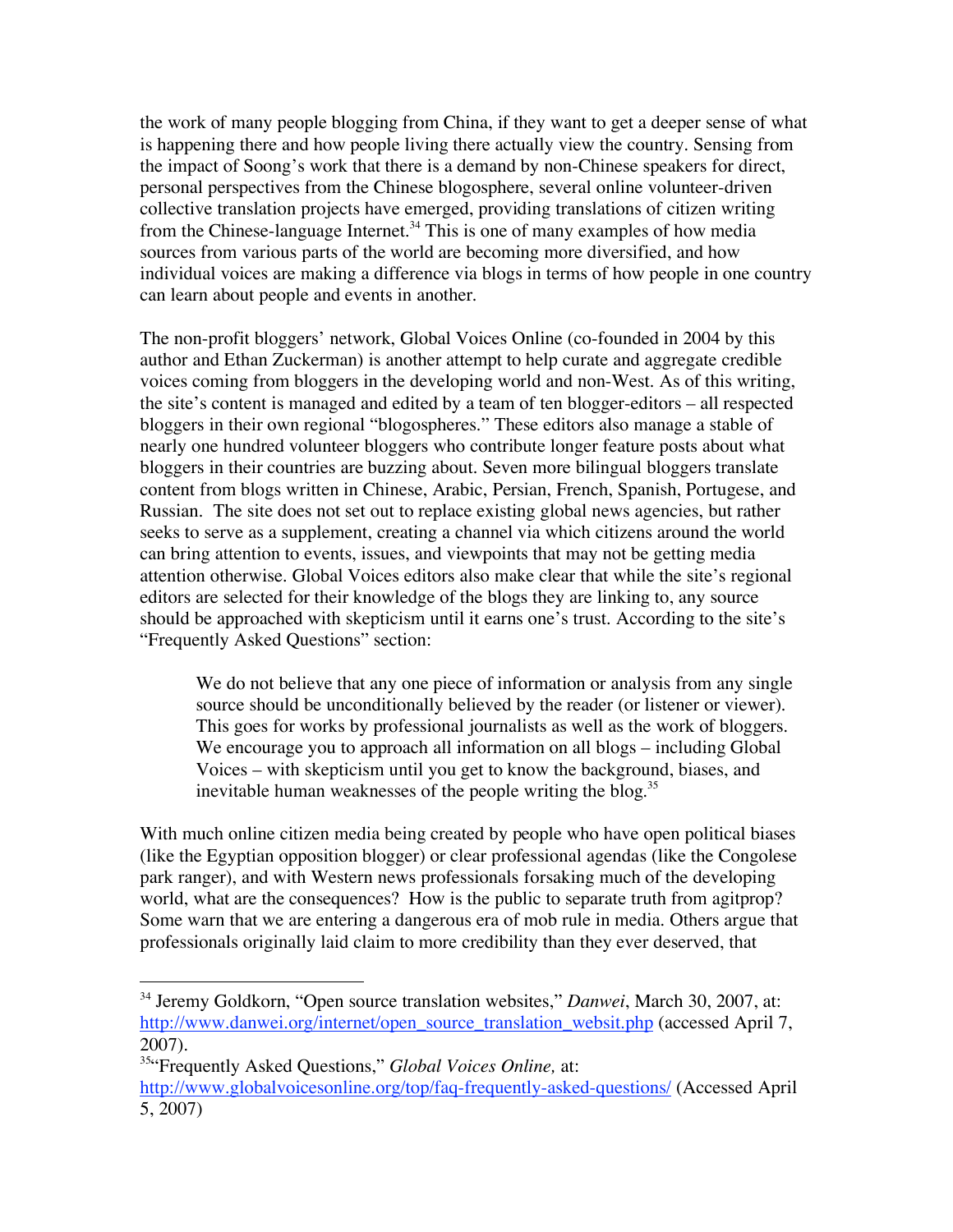the work of many people blogging from China, if they want to get a deeper sense of what is happening there and how people living there actually view the country. Sensing from the impact of Soong's work that there is a demand by non-Chinese speakers for direct, personal perspectives from the Chinese blogosphere, several online volunteer-driven collective translation projects have emerged, providing translations of citizen writing from the Chinese-language Internet.[34] This is one of many examples of how media sources from various parts of the world are becoming more diversified, and how individual voices are making a difference via blogs in terms of how people in one country can learn about people and events in another.

The non-profit bloggers' network, Global Voices Online (co-founded in 2004 by this author and Ethan Zuckerman) is another attempt to help curate and aggregate credible voices coming from bloggers in the developing world and non-West. As of this writing, the site's content is managed and edited by a team of ten blogger-editors – all respected bloggers in their own regional "blogospheres." These editors also manage a stable of nearly one hundred volunteer bloggers who contribute longer feature posts about what bloggers in their countries are buzzing about. Seven more bilingual bloggers translate content from blogs written in Chinese, Arabic, Persian, French, Spanish, Portugese, and Russian. The site does not set out to replace existing global news agencies, but rather seeks to serve as a supplement, creating a channel via which citizens around the world can bring attention to events, issues, and viewpoints that may not be getting media attention otherwise. Global Voices editors also make clear that while the site's regional editors are selected for their knowledge of the blogs they are linking to, any source should be approached with skepticism until it earns one's trust. According to the site's "Frequently Asked Questions" section:

> We do not believe that any one piece of information or analysis from any single source should be unconditionally believed by the reader (or listener or viewer). This goes for works by professional journalists as well as the work of bloggers. We encourage you to approach all information on all blogs – including Global Voices – with skepticism until you get to know the background, biases, and inevitable human weaknesses of the people writing the blog.[35]

With much online citizen media being created by people who have open political biases (like the Egyptian opposition blogger) or clear professional agendas (like the Congolese park ranger), and with Western news professionals forsaking much of the developing world, what are the consequences? How is the public to separate truth from agitprop? Some warn that we are entering a dangerous era of mob rule in media. Others argue that professionals originally laid claim to more credibility than they ever deserved, that

---

[34] Jeremy Goldkorn, "Open source translation websites," *Danwei*, March 30, 2007, at: http://www.danwei.org/internet/open_source_translation_websit.php (accessed April 7, 2007).

[35] "Frequently Asked Questions," *Global Voices Online,* at: http://www.globalvoicesonline.org/top/faq-frequently-asked-questions/ (Accessed April 5, 2007)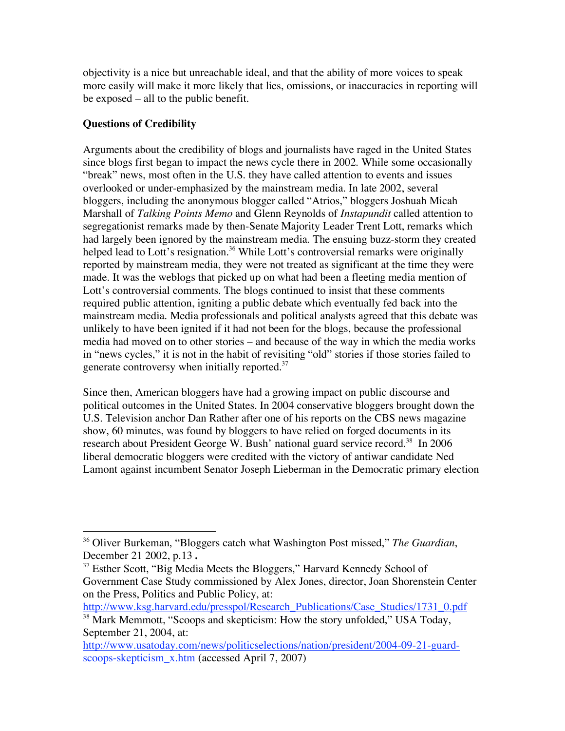objectivity is a nice but unreachable ideal, and that the ability of more voices to speak more easily will make it more likely that lies, omissions, or inaccuracies in reporting will be exposed – all to the public benefit.

**Questions of Credibility**

Arguments about the credibility of blogs and journalists have raged in the United States since blogs first began to impact the news cycle there in 2002. While some occasionally "break" news, most often in the U.S. they have called attention to events and issues overlooked or under-emphasized by the mainstream media. In late 2002, several bloggers, including the anonymous blogger called "Atrios," bloggers Joshuah Micah Marshall of *Talking Points Memo* and Glenn Reynolds of *Instapundit* called attention to segregationist remarks made by then-Senate Majority Leader Trent Lott, remarks which had largely been ignored by the mainstream media. The ensuing buzz-storm they created helped lead to Lott's resignation.[36] While Lott's controversial remarks were originally reported by mainstream media, they were not treated as significant at the time they were made. It was the weblogs that picked up on what had been a fleeting media mention of Lott's controversial comments. The blogs continued to insist that these comments required public attention, igniting a public debate which eventually fed back into the mainstream media. Media professionals and political analysts agreed that this debate was unlikely to have been ignited if it had not been for the blogs, because the professional media had moved on to other stories – and because of the way in which the media works in "news cycles," it is not in the habit of revisiting "old" stories if those stories failed to generate controversy when initially reported.[37]

Since then, American bloggers have had a growing impact on public discourse and political outcomes in the United States. In 2004 conservative bloggers brought down the U.S. Television anchor Dan Rather after one of his reports on the CBS news magazine show, 60 minutes, was found by bloggers to have relied on forged documents in its research about President George W. Bush' national guard service record.[38] In 2006 liberal democratic bloggers were credited with the victory of antiwar candidate Ned Lamont against incumbent Senator Joseph Lieberman in the Democratic primary election

---

[36] Oliver Burkeman, "Bloggers catch what Washington Post missed," *The Guardian*, December 21 2002, p.13 **.**

[37] Esther Scott, "Big Media Meets the Bloggers," Harvard Kennedy School of Government Case Study commissioned by Alex Jones, director, Joan Shorenstein Center on the Press, Politics and Public Policy, at: http://www.ksg.harvard.edu/presspol/Research_Publications/Case_Studies/1731_0.pdf

[38] Mark Memmott, "Scoops and skepticism: How the story unfolded," USA Today, September 21, 2004, at: http://www.usatoday.com/news/politicselections/nation/president/2004-09-21-guard-scoops-skepticism_x.htm (accessed April 7, 2007)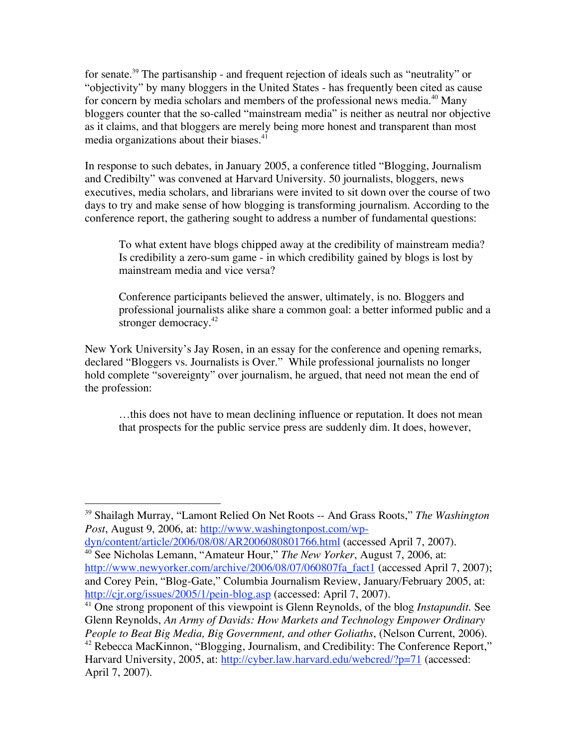for senate.[39] The partisanship - and frequent rejection of ideals such as "neutrality" or "objectivity" by many bloggers in the United States - has frequently been cited as cause for concern by media scholars and members of the professional news media.[40] Many bloggers counter that the so-called "mainstream media" is neither as neutral nor objective as it claims, and that bloggers are merely being more honest and transparent than most media organizations about their biases.[41]

In response to such debates, in January 2005, a conference titled "Blogging, Journalism and Credibilty" was convened at Harvard University. 50 journalists, bloggers, news executives, media scholars, and librarians were invited to sit down over the course of two days to try and make sense of how blogging is transforming journalism. According to the conference report, the gathering sought to address a number of fundamental questions:

> To what extent have blogs chipped away at the credibility of mainstream media? Is credibility a zero-sum game - in which credibility gained by blogs is lost by mainstream media and vice versa?
>
> Conference participants believed the answer, ultimately, is no. Bloggers and professional journalists alike share a common goal: a better informed public and a stronger democracy.[42]

New York University's Jay Rosen, in an essay for the conference and opening remarks, declared "Bloggers vs. Journalists is Over." While professional journalists no longer hold complete "sovereignty" over journalism, he argued, that need not mean the end of the profession:

> …this does not have to mean declining influence or reputation. It does not mean that prospects for the public service press are suddenly dim. It does, however,

---

[39] Shailagh Murray, "Lamont Relied On Net Roots -- And Grass Roots," *The Washington Post*, August 9, 2006, at: http://www.washingtonpost.com/wp-dyn/content/article/2006/08/08/AR2006080801766.html (accessed April 7, 2007).

[40] See Nicholas Lemann, "Amateur Hour," *The New Yorker*, August 7, 2006, at: http://www.newyorker.com/archive/2006/08/07/060807fa_fact1 (accessed April 7, 2007); and Corey Pein, "Blog-Gate," Columbia Journalism Review, January/February 2005, at: http://cjr.org/issues/2005/1/pein-blog.asp (accessed: April 7, 2007).

[41] One strong proponent of this viewpoint is Glenn Reynolds, of the blog *Instapundit.* See Glenn Reynolds, *An Army of Davids: How Markets and Technology Empower Ordinary People to Beat Big Media, Big Government, and other Goliaths*, (Nelson Current, 2006).

[42] Rebecca MacKinnon, "Blogging, Journalism, and Credibility: The Conference Report," Harvard University, 2005, at: http://cyber.law.harvard.edu/webcred/?p=71 (accessed: April 7, 2007).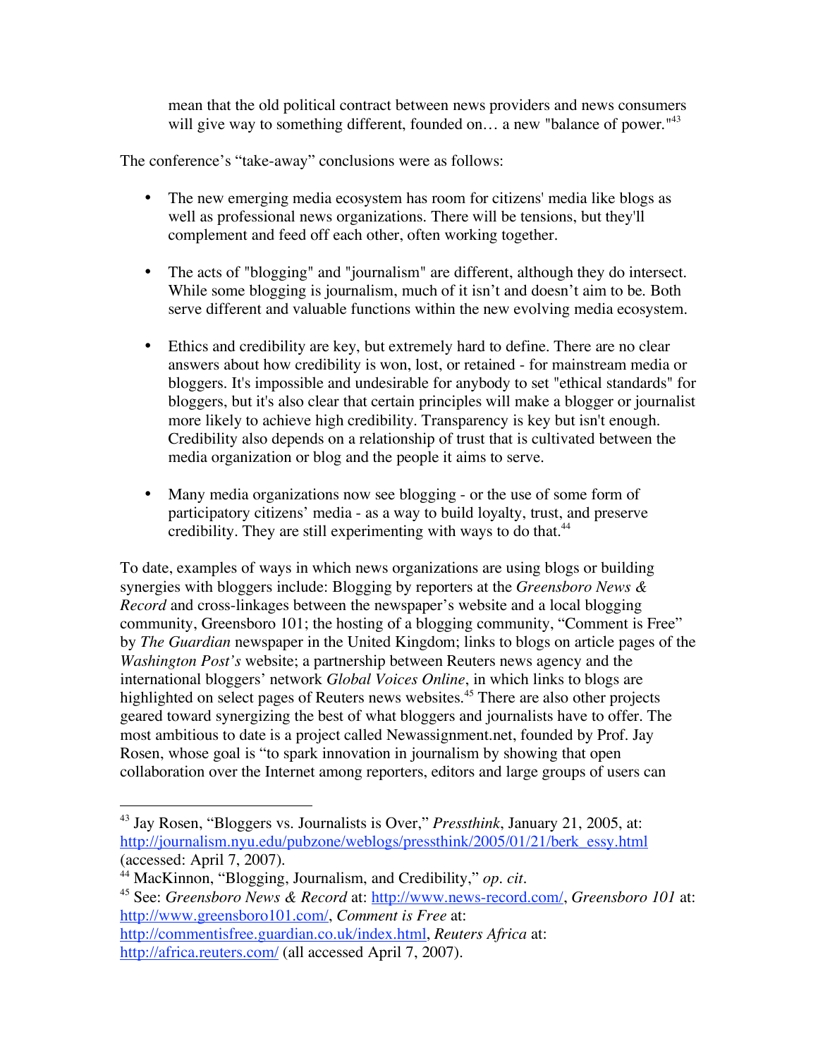> mean that the old political contract between news providers and news consumers will give way to something different, founded on… a new "balance of power."[43]

The conference's "take-away" conclusions were as follows:

- The new emerging media ecosystem has room for citizens' media like blogs as well as professional news organizations. There will be tensions, but they'll complement and feed off each other, often working together.

- The acts of "blogging" and "journalism" are different, although they do intersect. While some blogging is journalism, much of it isn't and doesn't aim to be. Both serve different and valuable functions within the new evolving media ecosystem.

- Ethics and credibility are key, but extremely hard to define. There are no clear answers about how credibility is won, lost, or retained - for mainstream media or bloggers. It's impossible and undesirable for anybody to set "ethical standards" for bloggers, but it's also clear that certain principles will make a blogger or journalist more likely to achieve high credibility. Transparency is key but isn't enough. Credibility also depends on a relationship of trust that is cultivated between the media organization or blog and the people it aims to serve.

- Many media organizations now see blogging - or the use of some form of participatory citizens' media - as a way to build loyalty, trust, and preserve credibility. They are still experimenting with ways to do that.[44]

To date, examples of ways in which news organizations are using blogs or building synergies with bloggers include: Blogging by reporters at the *Greensboro News & Record* and cross-linkages between the newspaper's website and a local blogging community, Greensboro 101; the hosting of a blogging community, "Comment is Free" by *The Guardian* newspaper in the United Kingdom; links to blogs on article pages of the *Washington Post's* website; a partnership between Reuters news agency and the international bloggers' network *Global Voices Online*, in which links to blogs are highlighted on select pages of Reuters news websites.[45] There are also other projects geared toward synergizing the best of what bloggers and journalists have to offer. The most ambitious to date is a project called Newassignment.net, founded by Prof. Jay Rosen, whose goal is "to spark innovation in journalism by showing that open collaboration over the Internet among reporters, editors and large groups of users can

---

[43] Jay Rosen, "Bloggers vs. Journalists is Over," *Pressthink*, January 21, 2005, at: http://journalism.nyu.edu/pubzone/weblogs/pressthink/2005/01/21/berk_essy.html (accessed: April 7, 2007).

[44] MacKinnon, "Blogging, Journalism, and Credibility," *op. cit*.

[45] See: *Greensboro News & Record* at: http://www.news-record.com/, *Greensboro 101* at: http://www.greensboro101.com/, *Comment is Free* at: http://commentisfree.guardian.co.uk/index.html, *Reuters Africa* at: http://africa.reuters.com/ (all accessed April 7, 2007).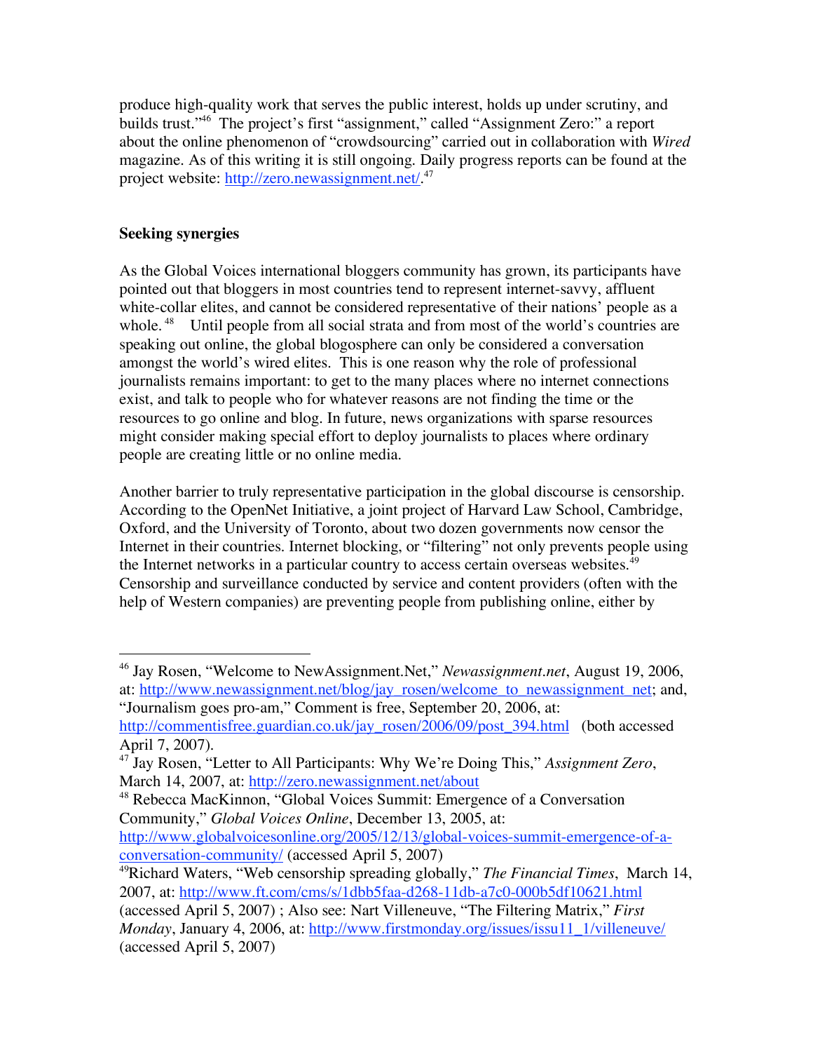produce high-quality work that serves the public interest, holds up under scrutiny, and builds trust."[46] The project's first "assignment," called "Assignment Zero:" a report about the online phenomenon of "crowdsourcing" carried out in collaboration with *Wired* magazine. As of this writing it is still ongoing. Daily progress reports can be found at the project website: http://zero.newassignment.net/.[47]

**Seeking synergies**

As the Global Voices international bloggers community has grown, its participants have pointed out that bloggers in most countries tend to represent internet-savvy, affluent white-collar elites, and cannot be considered representative of their nations' people as a whole.[48] Until people from all social strata and from most of the world's countries are speaking out online, the global blogosphere can only be considered a conversation amongst the world's wired elites. This is one reason why the role of professional journalists remains important: to get to the many places where no internet connections exist, and talk to people who for whatever reasons are not finding the time or the resources to go online and blog. In future, news organizations with sparse resources might consider making special effort to deploy journalists to places where ordinary people are creating little or no online media.

Another barrier to truly representative participation in the global discourse is censorship. According to the OpenNet Initiative, a joint project of Harvard Law School, Cambridge, Oxford, and the University of Toronto, about two dozen governments now censor the Internet in their countries. Internet blocking, or "filtering" not only prevents people using the Internet networks in a particular country to access certain overseas websites.[49] Censorship and surveillance conducted by service and content providers (often with the help of Western companies) are preventing people from publishing online, either by

---

[46] Jay Rosen, "Welcome to NewAssignment.Net," *Newassignment.net*, August 19, 2006, at: http://www.newassignment.net/blog/jay_rosen/welcome_to_newassignment_net; and, "Journalism goes pro-am," Comment is free, September 20, 2006, at: http://commentisfree.guardian.co.uk/jay_rosen/2006/09/post_394.html (both accessed April 7, 2007).

[47] Jay Rosen, "Letter to All Participants: Why We're Doing This," *Assignment Zero*, March 14, 2007, at: http://zero.newassignment.net/about

[48] Rebecca MacKinnon, "Global Voices Summit: Emergence of a Conversation Community," *Global Voices Online*, December 13, 2005, at: http://www.globalvoicesonline.org/2005/12/13/global-voices-summit-emergence-of-a-conversation-community/ (accessed April 5, 2007)

[49] Richard Waters, "Web censorship spreading globally," *The Financial Times*, March 14, 2007, at: http://www.ft.com/cms/s/1dbb5faa-d268-11db-a7c0-000b5df10621.html (accessed April 5, 2007) ; Also see: Nart Villeneuve, "The Filtering Matrix," *First Monday*, January 4, 2006, at: http://www.firstmonday.org/issues/issu11_1/villeneuve/ (accessed April 5, 2007)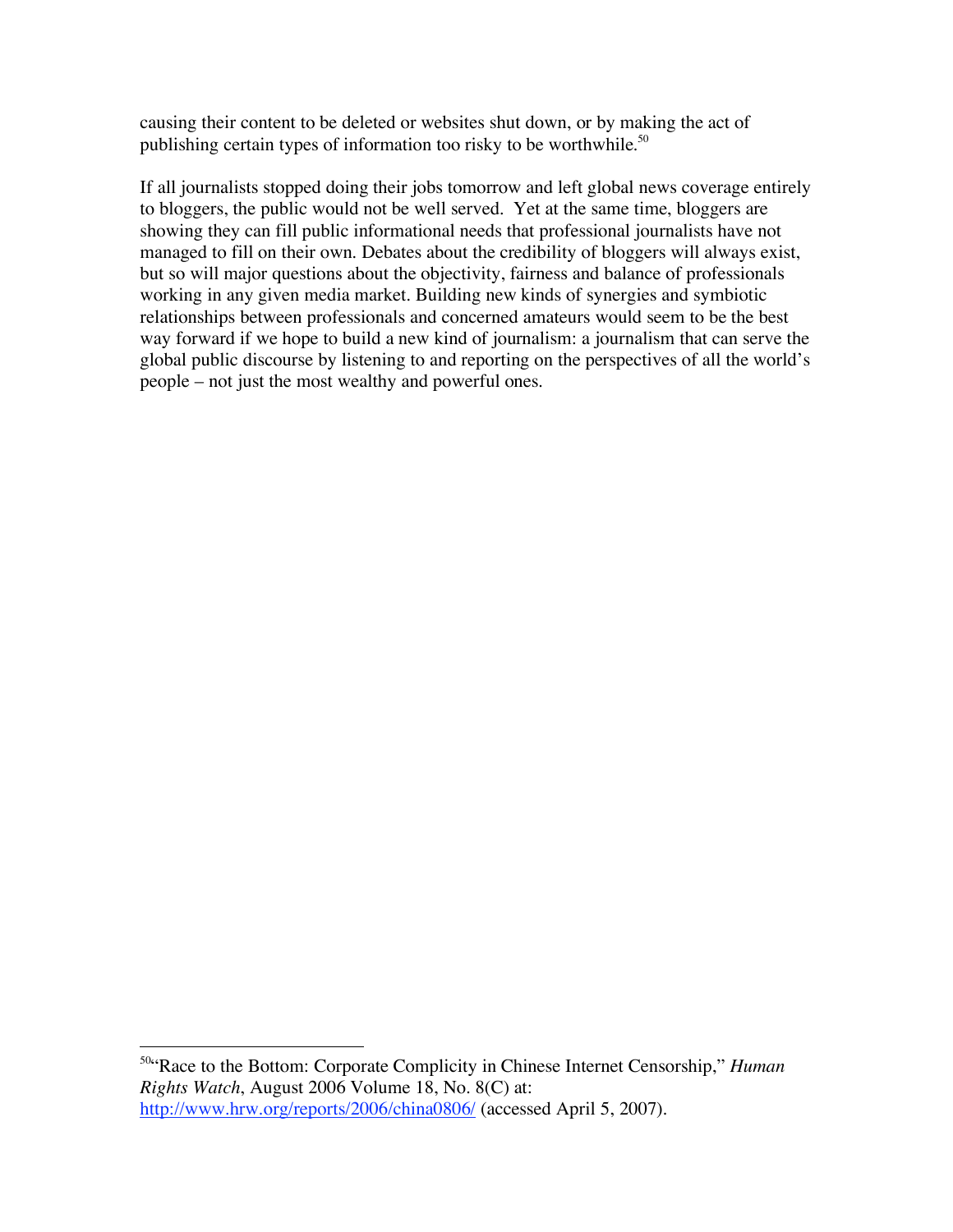causing their content to be deleted or websites shut down, or by making the act of publishing certain types of information too risky to be worthwhile.[50]

If all journalists stopped doing their jobs tomorrow and left global news coverage entirely to bloggers, the public would not be well served. Yet at the same time, bloggers are showing they can fill public informational needs that professional journalists have not managed to fill on their own. Debates about the credibility of bloggers will always exist, but so will major questions about the objectivity, fairness and balance of professionals working in any given media market. Building new kinds of synergies and symbiotic relationships between professionals and concerned amateurs would seem to be the best way forward if we hope to build a new kind of journalism: a journalism that can serve the global public discourse by listening to and reporting on the perspectives of all the world's people – not just the most wealthy and powerful ones.

---

[50] "Race to the Bottom: Corporate Complicity in Chinese Internet Censorship," *Human Rights Watch*, August 2006 Volume 18, No. 8(C) at: http://www.hrw.org/reports/2006/china0806/ (accessed April 5, 2007).